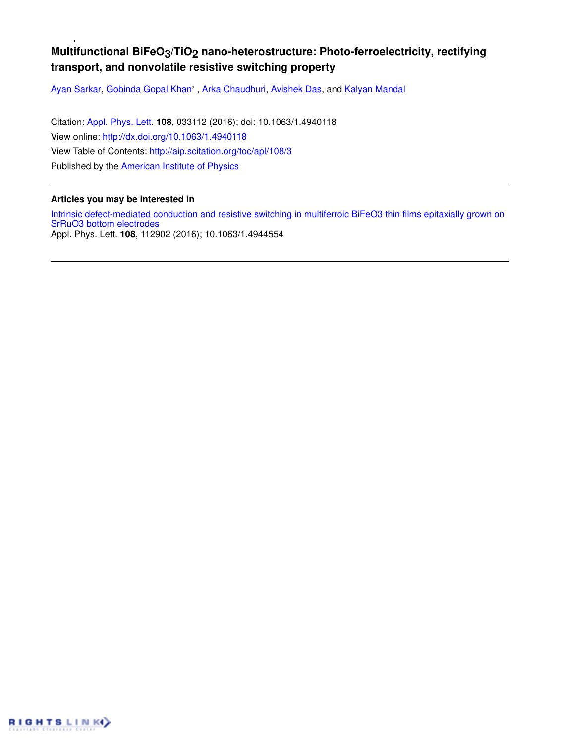# Multifunctional $BiFeO_3/TiO_2$ nano-heterostructure: Photo-ferroelectricity, rectifying transport, and nonvolatile resistive switching property

Ayan Sarkar, Gobinda Gopal Khan' , Arka Chaudhuri, Avishek Das, and Kalyan Mandal

Citation: Appl. Phys. Lett. **108**, 033112 (2016); doi: 10.1063/1.4940118

View online: http://dx.doi.org/10.1063/1.4940118

View Table of Contents: http://aip.scitation.org/toc/apl/108/3

Published by the American Institute of Physics

---

**Articles you may be interested in**

Intrinsic defect-mediated conduction and resistive switching in multiferroic BiFeO3 thin films epitaxially grown on SrRuO3 bottom electrodes

Appl. Phys. Lett. **108**, 112902 (2016); 10.1063/1.4944554

---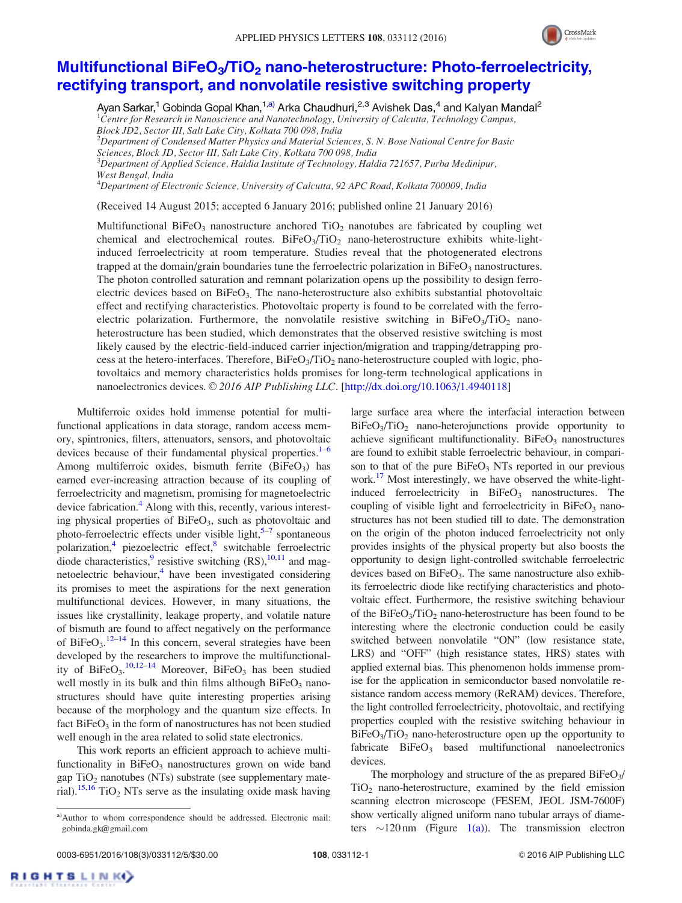# Multifunctional $BiFeO_3/TiO_2$ nano-heterostructure: Photo-ferroelectricity, rectifying transport, and nonvolatile resistive switching property

Ayan Sarkar,[1] Gobinda Gopal Khan,[1,a)] Arka Chaudhuri,[2,3] Avishek Das,[4] and Kalyan Mandal[2]

[1]Centre for Research in Nanoscience and Nanotechnology, University of Calcutta, Technology Campus, Block JD2, Sector III, Salt Lake City, Kolkata 700 098, India
[2]Department of Condensed Matter Physics and Material Sciences, S. N. Bose National Centre for Basic Sciences, Block JD, Sector III, Salt Lake City, Kolkata 700 098, India
[3]Department of Applied Science, Haldia Institute of Technology, Haldia 721657, Purba Medinipur, West Bengal, India
[4]Department of Electronic Science, University of Calcutta, 92 APC Road, Kolkata 700009, India

(Received 14 August 2015; accepted 6 January 2016; published online 21 January 2016)

Multifunctional $BiFeO_3$ nanostructure anchored $TiO_2$ nanotubes are fabricated by coupling wet chemical and electrochemical routes. $BiFeO_3/TiO_2$ nano-heterostructure exhibits white-light-induced ferroelectricity at room temperature. Studies reveal that the photogenerated electrons trapped at the domain/grain boundaries tune the ferroelectric polarization in $BiFeO_3$ nanostructures. The photon controlled saturation and remnant polarization opens up the possibility to design ferroelectric devices based on $BiFeO_3$. The nano-heterostructure also exhibits substantial photovoltaic effect and rectifying characteristics. Photovoltaic property is found to be correlated with the ferroelectric polarization. Furthermore, the nonvolatile resistive switching in $BiFeO_3/TiO_2$ nano-heterostructure has been studied, which demonstrates that the observed resistive switching is most likely caused by the electric-field-induced carrier injection/migration and trapping/detrapping process at the hetero-interfaces. Therefore, $BiFeO_3/TiO_2$ nano-heterostructure coupled with logic, photovoltaics and memory characteristics holds promises for long-term technological applications in nanoelectronics devices. © 2016 AIP Publishing LLC. [http://dx.doi.org/10.1063/1.4940118]

Multiferroic oxides hold immense potential for multifunctional applications in data storage, random access memory, spintronics, filters, attenuators, sensors, and photovoltaic devices because of their fundamental physical properties.[1–6] Among multiferroic oxides, bismuth ferrite ($BiFeO_3$) has earned ever-increasing attraction because of its coupling of ferroelectricity and magnetism, promising for magnetoelectric device fabrication.[4] Along with this, recently, various interesting physical properties of $BiFeO_3$, such as photovoltaic and photo-ferroelectric effects under visible light,[5–7] spontaneous polarization,[4] piezoelectric effect,[8] switchable ferroelectric diode characteristics,[9] resistive switching (RS),[10,11] and magnetoelectric behaviour,[4] have been investigated considering its promises to meet the aspirations for the next generation multifunctional devices. However, in many situations, the issues like crystallinity, leakage property, and volatile nature of bismuth are found to affect negatively on the performance of $BiFeO_3$.[12–14] In this concern, several strategies have been developed by the researchers to improve the multifunctionality of $BiFeO_3$.[10,12–14] Moreover, $BiFeO_3$ has been studied well mostly in its bulk and thin films although $BiFeO_3$ nanostructures should have quite interesting properties arising because of the morphology and the quantum size effects. In fact $BiFeO_3$ in the form of nanostructures has not been studied well enough in the area related to solid state electronics.

This work reports an efficient approach to achieve multifunctionality in $BiFeO_3$ nanostructures grown on wide band gap $TiO_2$ nanotubes (NTs) substrate (see supplementary material).[15,16] $TiO_2$ NTs serve as the insulating oxide mask having large surface area where the interfacial interaction between $BiFeO_3/TiO_2$ nano-heterojunctions provide opportunity to achieve significant multifunctionality. $BiFeO_3$ nanostructures are found to exhibit stable ferroelectric behaviour, in comparison to that of the pure $BiFeO_3$ NTs reported in our previous work.[17] Most interestingly, we have observed the white-light-induced ferroelectricity in $BiFeO_3$ nanostructures. The coupling of visible light and ferroelectricity in $BiFeO_3$ nanostructures has not been studied till to date. The demonstration on the origin of the photon induced ferroelectricity not only provides insights of the physical property but also boosts the opportunity to design light-controlled switchable ferroelectric devices based on $BiFeO_3$. The same nanostructure also exhibits ferroelectric diode like rectifying characteristics and photovoltaic effect. Furthermore, the resistive switching behaviour of the $BiFeO_3/TiO_2$ nano-heterostructure has been found to be interesting where the electronic conduction could be easily switched between nonvolatile "ON" (low resistance state, LRS) and "OFF" (high resistance states, HRS) states with applied external bias. This phenomenon holds immense promise for the application in semiconductor based nonvolatile resistance random access memory (ReRAM) devices. Therefore, the light controlled ferroelectricity, photovoltaic, and rectifying properties coupled with the resistive switching behaviour in $BiFeO_3/TiO_2$ nano-heterostructure open up the opportunity to fabricate $BiFeO_3$ based multifunctional nanoelectronics devices.

The morphology and structure of the as prepared $BiFeO_3/TiO_2$ nano-heterostructure, examined by the field emission scanning electron microscope (FESEM, JEOL JSM-7600F) show vertically aligned uniform nano tubular arrays of diameters ~120 nm (Figure 1(a)). The transmission electron

a)Author to whom correspondence should be addressed. Electronic mail: gobinda.gk@gmail.com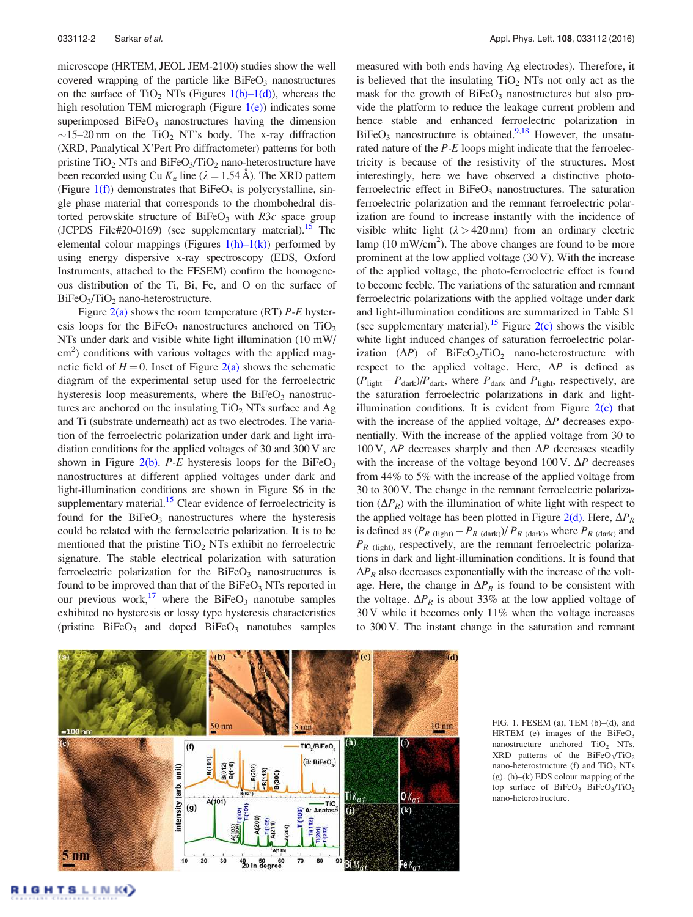microscope (HRTEM, JEOL JEM-2100) studies show the well covered wrapping of the particle like $BiFeO_3$ nanostructures on the surface of $TiO_2$ NTs (Figures 1(b)–1(d)), whereas the high resolution TEM micrograph (Figure 1(e)) indicates some superimposed $BiFeO_3$ nanostructures having the dimension ~15–20 nm on the $TiO_2$ NT's body. The x-ray diffraction (XRD, Panalytical X'Pert Pro diffractometer) patterns for both pristine $TiO_2$ NTs and $BiFeO_3/TiO_2$ nano-heterostructure have been recorded using Cu $K_\alpha$ line ($\lambda = 1.54$ Å). The XRD pattern (Figure 1(f)) demonstrates that $BiFeO_3$ is polycrystalline, single phase material that corresponds to the rhombohedral distorted perovskite structure of $BiFeO_3$ with $R3c$ space group (JCPDS File#20-0169) (see supplementary material).[15] The elemental colour mappings (Figures 1(h)–1(k)) performed by using energy dispersive x-ray spectroscopy (EDS, Oxford Instruments, attached to the FESEM) confirm the homogeneous distribution of the Ti, Bi, Fe, and O on the surface of $BiFeO_3/TiO_2$ nano-heterostructure.

Figure 2(a) shows the room temperature (RT) *P-E* hysteresis loops for the $BiFeO_3$ nanostructures anchored on $TiO_2$ NTs under dark and visible white light illumination (10 mW/cm$^2$) conditions with various voltages with the applied magnetic field of $H = 0$. Inset of Figure 2(a) shows the schematic diagram of the experimental setup used for the ferroelectric hysteresis loop measurements, where the $BiFeO_3$ nanostructures are anchored on the insulating $TiO_2$ NTs surface and Ag and Ti (substrate underneath) act as two electrodes. The variation of the ferroelectric polarization under dark and light irradiation conditions for the applied voltages of 30 and 300 V are shown in Figure 2(b). *P-E* hysteresis loops for the $BiFeO_3$ nanostructures at different applied voltages under dark and light-illumination conditions are shown in Figure S6 in the supplementary material.[15] Clear evidence of ferroelectricity is found for the $BiFeO_3$ nanostructures where the hysteresis could be related with the ferroelectric polarization. It is to be mentioned that the pristine $TiO_2$ NTs exhibit no ferroelectric signature. The stable electrical polarization with saturation ferroelectric polarization for the $BiFeO_3$ nanostructures is found to be improved than that of the $BiFeO_3$ NTs reported in our previous work,[17] where the $BiFeO_3$ nanotube samples exhibited no hysteresis or lossy type hysteresis characteristics (pristine $BiFeO_3$ and doped $BiFeO_3$ nanotubes samples measured with both ends having Ag electrodes). Therefore, it is believed that the insulating $TiO_2$ NTs not only act as the mask for the growth of $BiFeO_3$ nanostructures but also provide the platform to reduce the leakage current problem and hence stable and enhanced ferroelectric polarization in $BiFeO_3$ nanostructure is obtained.[9,18] However, the unsaturated nature of the *P-E* loops might indicate that the ferroelectricity is because of the resistivity of the structures. Most interestingly, here we have observed a distinctive photo-ferroelectric effect in $BiFeO_3$ nanostructures. The saturation ferroelectric polarization and the remnant ferroelectric polarization are found to increase instantly with the incidence of visible white light ($\lambda > 420$ nm) from an ordinary electric lamp (10 mW/cm$^2$). The above changes are found to be more prominent at the low applied voltage (30 V). With the increase of the applied voltage, the photo-ferroelectric effect is found to become feeble. The variations of the saturation and remnant ferroelectric polarizations with the applied voltage under dark and light-illumination conditions are summarized in Table S1 (see supplementary material).[15] Figure 2(c) shows the visible white light induced changes of saturation ferroelectric polarization ($\Delta P$) of $BiFeO_3/TiO_2$ nano-heterostructure with respect to the applied voltage. Here, $\Delta P$ is defined as $(P_{light} - P_{dark})/P_{dark}$, where $P_{dark}$ and $P_{light}$, respectively, are the saturation ferroelectric polarizations in dark and light-illumination conditions. It is evident from Figure 2(c) that with the increase of the applied voltage, $\Delta P$ decreases exponentially. With the increase of the applied voltage from 30 to 100 V, $\Delta P$ decreases sharply and then $\Delta P$ decreases steadily with the increase of the voltage beyond 100 V. $\Delta P$ decreases from 44% to 5% with the increase of the applied voltage from 30 to 300 V. The change in the remnant ferroelectric polarization ($\Delta P_R$) with the illumination of white light with respect to the applied voltage has been plotted in Figure 2(d). Here, $\Delta P_R$ is defined as $(P_{R\ (light)} - P_{R\ (dark)})/P_{R\ (dark)}$, where $P_{R\ (dark)}$ and $P_{R\ (light)}$, respectively, are the remnant ferroelectric polarizations in dark and light-illumination conditions. It is found that $\Delta P_R$ also decreases exponentially with the increase of the voltage. Here, the change in $\Delta P_R$ is found to be consistent with the voltage. $\Delta P_R$ is about 33% at the low applied voltage of 30 V while it becomes only 11% when the voltage increases to 300 V. The instant change in the saturation and remnant

FIG. 1. FESEM (a), TEM (b)–(d), and HRTEM (e) images of the $BiFeO_3$ nanostructure anchored $TiO_2$ NTs. XRD patterns of the $BiFeO_3/TiO_2$ nano-heterostructure (f) and $TiO_2$ NTs (g). (h)–(k) EDS colour mapping of the top surface of $BiFeO_3$ $BiFeO_3/TiO_2$ nano-heterostructure.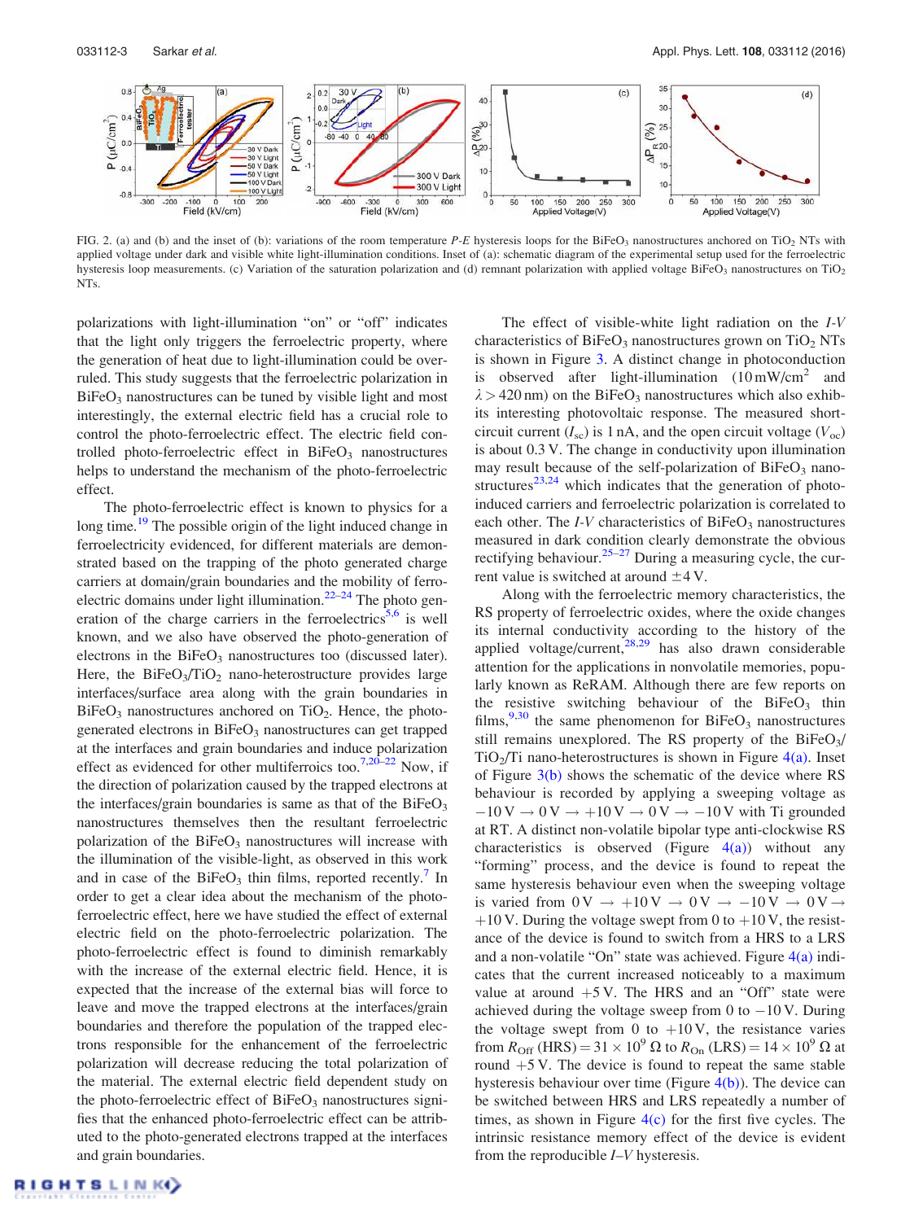FIG. 2. (a) and (b) and the inset of (b): variations of the room temperature *P-E* hysteresis loops for the $BiFeO_3$ nanostructures anchored on $TiO_2$ NTs with applied voltage under dark and visible white light-illumination conditions. Inset of (a): schematic diagram of the experimental setup used for the ferroelectric hysteresis loop measurements. (c) Variation of the saturation polarization and (d) remnant polarization with applied voltage $BiFeO_3$ nanostructures on $TiO_2$ NTs.

polarizations with light-illumination "on" or "off" indicates that the light only triggers the ferroelectric property, where the generation of heat due to light-illumination could be overruled. This study suggests that the ferroelectric polarization in $BiFeO_3$ nanostructures can be tuned by visible light and most interestingly, the external electric field has a crucial role to control the photo-ferroelectric effect. The electric field controlled photo-ferroelectric effect in $BiFeO_3$ nanostructures helps to understand the mechanism of the photo-ferroelectric effect.

The photo-ferroelectric effect is known to physics for a long time.[19] The possible origin of the light induced change in ferroelectricity evidenced, for different materials are demonstrated based on the trapping of the photo generated charge carriers at domain/grain boundaries and the mobility of ferroelectric domains under light illumination.[22–24] The photo generation of the charge carriers in the ferroelectrics[5,6] is well known, and we also have observed the photo-generation of electrons in the $BiFeO_3$ nanostructures too (discussed later). Here, the $BiFeO_3/TiO_2$ nano-heterostructure provides large interfaces/surface area along with the grain boundaries in $BiFeO_3$ nanostructures anchored on $TiO_2$. Hence, the photo-generated electrons in $BiFeO_3$ nanostructures can get trapped at the interfaces and grain boundaries and induce polarization effect as evidenced for other multiferroics too.[7,20–22] Now, if the direction of polarization caused by the trapped electrons at the interfaces/grain boundaries is same as that of the $BiFeO_3$ nanostructures themselves then the resultant ferroelectric polarization of the $BiFeO_3$ nanostructures will increase with the illumination of the visible-light, as observed in this work and in case of the $BiFeO_3$ thin films, reported recently.[7] In order to get a clear idea about the mechanism of the photo-ferroelectric effect, here we have studied the effect of external electric field on the photo-ferroelectric polarization. The photo-ferroelectric effect is found to diminish remarkably with the increase of the external electric field. Hence, it is expected that the increase of the external bias will force to leave and move the trapped electrons at the interfaces/grain boundaries and therefore the population of the trapped electrons responsible for the enhancement of the ferroelectric polarization will decrease reducing the total polarization of the material. The external electric field dependent study on the photo-ferroelectric effect of $BiFeO_3$ nanostructures signifies that the enhanced photo-ferroelectric effect can be attributed to the photo-generated electrons trapped at the interfaces and grain boundaries.

The effect of visible-white light radiation on the *I-V* characteristics of $BiFeO_3$ nanostructures grown on $TiO_2$ NTs is shown in Figure 3. A distinct change in photoconduction is observed after light-illumination ($10\,mW/cm^2$ and $\lambda > 420\,nm$) on the $BiFeO_3$ nanostructures which also exhibits interesting photovoltaic response. The measured short-circuit current ($I_{sc}$) is 1 nA, and the open circuit voltage ($V_{oc}$) is about 0.3 V. The change in conductivity upon illumination may result because of the self-polarization of $BiFeO_3$ nanostructures[23,24] which indicates that the generation of photo-induced carriers and ferroelectric polarization is correlated to each other. The *I-V* characteristics of $BiFeO_3$ nanostructures measured in dark condition clearly demonstrate the obvious rectifying behaviour.[25–27] During a measuring cycle, the current value is switched at around $\pm 4$ V.

Along with the ferroelectric memory characteristics, the RS property of ferroelectric oxides, where the oxide changes its internal conductivity according to the history of the applied voltage/current,[28,29] has also drawn considerable attention for the applications in nonvolatile memories, popularly known as ReRAM. Although there are few reports on the resistive switching behaviour of the $BiFeO_3$ thin films,[9,30] the same phenomenon for $BiFeO_3$ nanostructures still remains unexplored. The RS property of the $BiFeO_3/TiO_2$/Ti nano-heterostructures is shown in Figure 4(a). Inset of Figure 3(b) shows the schematic of the device where RS behaviour is recorded by applying a sweeping voltage as $-10\,V \rightarrow 0\,V \rightarrow +10\,V \rightarrow 0\,V \rightarrow -10\,V$ with Ti grounded at RT. A distinct non-volatile bipolar type anti-clockwise RS characteristics is observed (Figure 4(a)) without any "forming" process, and the device is found to repeat the same hysteresis behaviour even when the sweeping voltage is varied from $0\,V \rightarrow +10\,V \rightarrow 0\,V \rightarrow -10\,V \rightarrow 0\,V \rightarrow +10\,V$. During the voltage swept from 0 to +10 V, the resistance of the device is found to switch from a HRS to a LRS and a non-volatile "On" state was achieved. Figure 4(a) indicates that the current increased noticeably to a maximum value at around +5 V. The HRS and an "Off" state were achieved during the voltage sweep from 0 to $-10$ V. During the voltage swept from 0 to +10 V, the resistance varies from $R_{Off}$ (HRS) $= 31 \times 10^9\,\Omega$ to $R_{On}$ (LRS) $= 14 \times 10^9\,\Omega$ at round +5 V. The device is found to repeat the same stable hysteresis behaviour over time (Figure 4(b)). The device can be switched between HRS and LRS repeatedly a number of times, as shown in Figure 4(c) for the first five cycles. The intrinsic resistance memory effect of the device is evident from the reproducible *I–V* hysteresis.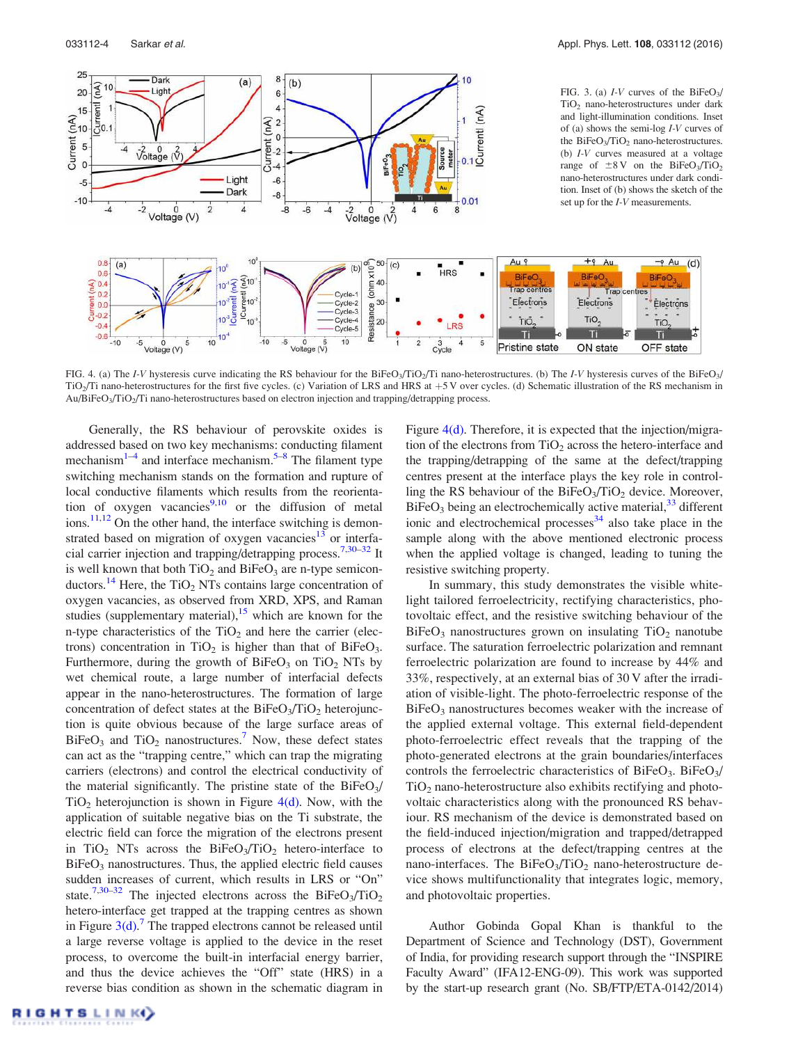FIG. 3. (a) *I-V* curves of the $BiFeO_3$/$TiO_2$ nano-heterostructures under dark and light-illumination conditions. Inset of (a) shows the semi-log *I-V* curves of the $BiFeO_3$/$TiO_2$ nano-heterostructures. (b) *I-V* curves measured at a voltage range of ±8 V on the $BiFeO_3$/$TiO_2$ nano-heterostructures under dark condition. Inset of (b) shows the sketch of the set up for the *I-V* measurements.

FIG. 4. (a) The *I-V* hysteresis curve indicating the RS behaviour for the $BiFeO_3$/$TiO_2$/Ti nano-heterostructures. (b) The *I-V* hysteresis curves of the $BiFeO_3$/$TiO_2$/Ti nano-heterostructures for the first five cycles. (c) Variation of LRS and HRS at +5 V over cycles. (d) Schematic illustration of the RS mechanism in Au/$BiFeO_3$/$TiO_2$/Ti nano-heterostructures based on electron injection and trapping/detrapping process.

Generally, the RS behaviour of perovskite oxides is addressed based on two key mechanisms: conducting filament mechanism[1–4] and interface mechanism.[5–8] The filament type switching mechanism stands on the formation and rupture of local conductive filaments which results from the reorientation of oxygen vacancies[9,10] or the diffusion of metal ions.[11,12] On the other hand, the interface switching is demonstrated based on migration of oxygen vacancies[13] or interfacial carrier injection and trapping/detrapping process.[7,30–32] It is well known that both $TiO_2$ and $BiFeO_3$ are n-type semiconductors.[14] Here, the $TiO_2$ NTs contains large concentration of oxygen vacancies, as observed from XRD, XPS, and Raman studies (supplementary material),[15] which are known for the n-type characteristics of the $TiO_2$ and here the carrier (electrons) concentration in $TiO_2$ is higher than that of $BiFeO_3$. Furthermore, during the growth of $BiFeO_3$ on $TiO_2$ NTs by wet chemical route, a large number of interfacial defects appear in the nano-heterostructures. The formation of large concentration of defect states at the $BiFeO_3$/$TiO_2$ heterojunction is quite obvious because of the large surface areas of $BiFeO_3$ and $TiO_2$ nanostructures.[7] Now, these defect states can act as the "trapping centre," which can trap the migrating carriers (electrons) and control the electrical conductivity of the material significantly. The pristine state of the $BiFeO_3$/$TiO_2$ heterojunction is shown in Figure 4(d). Now, with the application of suitable negative bias on the Ti substrate, the electric field can force the migration of the electrons present in $TiO_2$ NTs across the $BiFeO_3$/$TiO_2$ hetero-interface to $BiFeO_3$ nanostructures. Thus, the applied electric field causes sudden increases of current, which results in LRS or "On" state.[7,30–32] The injected electrons across the $BiFeO_3$/$TiO_2$ hetero-interface get trapped at the trapping centres as shown in Figure 3(d).[7] The trapped electrons cannot be released until a large reverse voltage is applied to the device in the reset process, to overcome the built-in interfacial energy barrier, and thus the device achieves the "Off" state (HRS) in a reverse bias condition as shown in the schematic diagram in Figure 4(d). Therefore, it is expected that the injection/migration of the electrons from $TiO_2$ across the hetero-interface and the trapping/detrapping of the same at the defect/trapping centres present at the interface plays the key role in controlling the RS behaviour of the $BiFeO_3$/$TiO_2$ device. Moreover, $BiFeO_3$ being an electrochemically active material,[33] different ionic and electrochemical processes[34] also take place in the sample along with the above mentioned electronic process when the applied voltage is changed, leading to tuning the resistive switching property.

In summary, this study demonstrates the visible white-light tailored ferroelectricity, rectifying characteristics, photovoltaic effect, and the resistive switching behaviour of the $BiFeO_3$ nanostructures grown on insulating $TiO_2$ nanotube surface. The saturation ferroelectric polarization and remnant ferroelectric polarization are found to increase by 44% and 33%, respectively, at an external bias of 30 V after the irradiation of visible-light. The photo-ferroelectric response of the $BiFeO_3$ nanostructures becomes weaker with the increase of the applied external voltage. This external field-dependent photo-ferroelectric effect reveals that the trapping of the photo-generated electrons at the grain boundaries/interfaces controls the ferroelectric characteristics of $BiFeO_3$. $BiFeO_3$/$TiO_2$ nano-heterostructure also exhibits rectifying and photovoltaic characteristics along with the pronounced RS behaviour. RS mechanism of the device is demonstrated based on the field-induced injection/migration and trapped/detrapped process of electrons at the defect/trapping centres at the nano-interfaces. The $BiFeO_3$/$TiO_2$ nano-heterostructure device shows multifunctionality that integrates logic, memory, and photovoltaic properties.

Author Gobinda Gopal Khan is thankful to the Department of Science and Technology (DST), Government of India, for providing research support through the "INSPIRE Faculty Award" (IFA12-ENG-09). This work was supported by the start-up research grant (No. SB/FTP/ETA-0142/2014)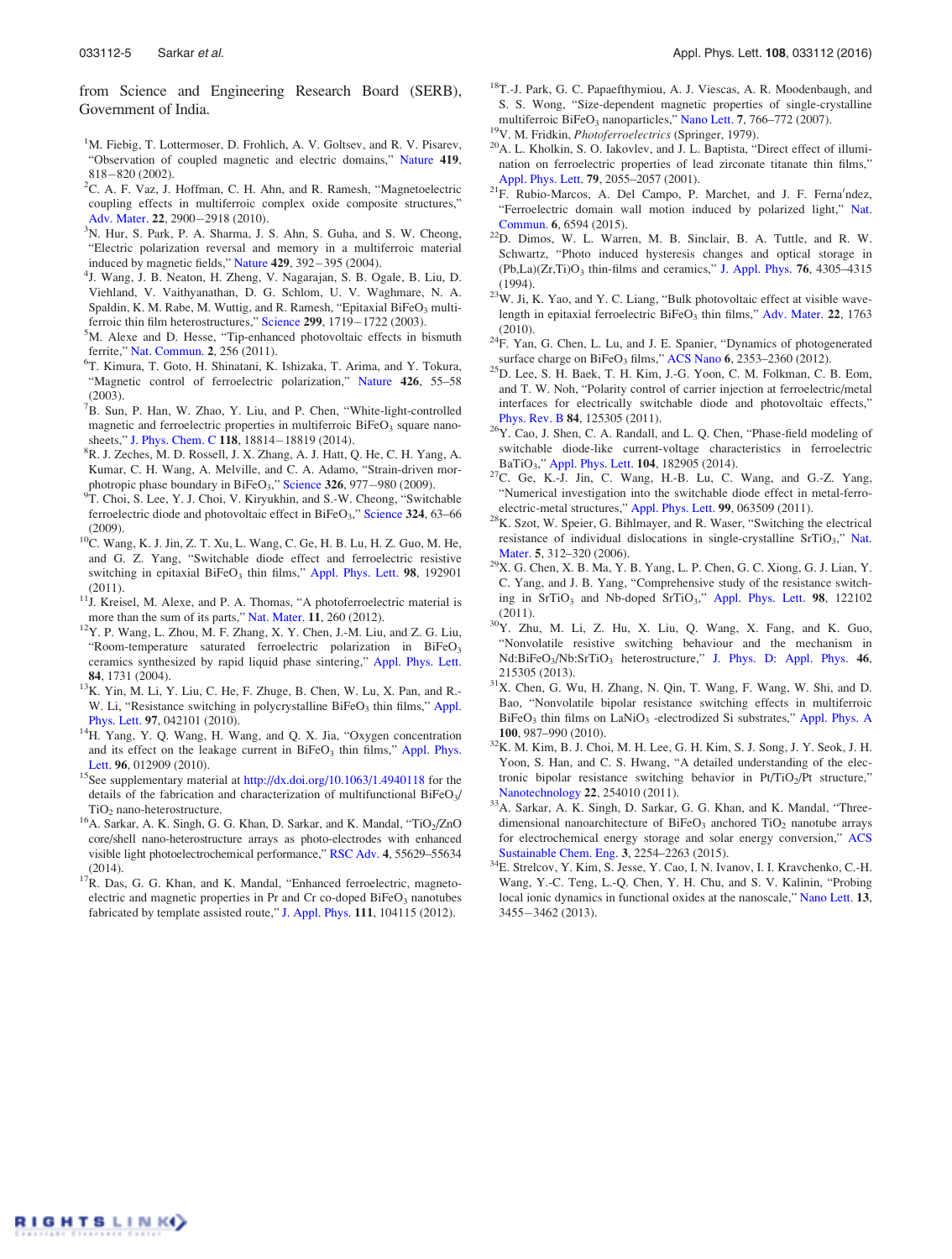from Science and Engineering Research Board (SERB), Government of India.

[1]M. Fiebig, T. Lottermoser, D. Frohlich, A. V. Goltsev, and R. V. Pisarev, "Observation of coupled magnetic and electric domains," Nature **419**, 818–820 (2002).

[2]C. A. F. Vaz, J. Hoffman, C. H. Ahn, and R. Ramesh, "Magnetoelectric coupling effects in multiferroic complex oxide composite structures," Adv. Mater. **22**, 2900–2918 (2010).

[3]N. Hur, S. Park, P. A. Sharma, J. S. Ahn, S. Guha, and S. W. Cheong, "Electric polarization reversal and memory in a multiferroic material induced by magnetic fields," Nature **429**, 392–395 (2004).

[4]J. Wang, J. B. Neaton, H. Zheng, V. Nagarajan, S. B. Ogale, B. Liu, D. Viehland, V. Vaithyanathan, D. G. Schlom, U. V. Waghmare, N. A. Spaldin, K. M. Rabe, M. Wuttig, and R. Ramesh, "Epitaxial $BiFeO_3$ multiferroic thin film heterostructures," Science **299**, 1719–1722 (2003).

[5]M. Alexe and D. Hesse, "Tip-enhanced photovoltaic effects in bismuth ferrite," Nat. Commun. **2**, 256 (2011).

[6]T. Kimura, T. Goto, H. Shinatani, K. Ishizaka, T. Arima, and Y. Tokura, "Magnetic control of ferroelectric polarization," Nature **426**, 55–58 (2003).

[7]B. Sun, P. Han, W. Zhao, Y. Liu, and P. Chen, "White-light-controlled magnetic and ferroelectric properties in multiferroic $BiFeO_3$ square nanosheets," J. Phys. Chem. C **118**, 18814–18819 (2014).

[8]R. J. Zeches, M. D. Rossell, J. X. Zhang, A. J. Hatt, Q. He, C. H. Yang, A. Kumar, C. H. Wang, A. Melville, and C. A. Adamo, "Strain-driven morphotropic phase boundary in $BiFeO_3$," Science **326**, 977–980 (2009).

[9]T. Choi, S. Lee, Y. J. Choi, V. Kiryukhin, and S.-W. Cheong, "Switchable ferroelectric diode and photovoltaic effect in $BiFeO_3$," Science **324**, 63–66 (2009).

[10]C. Wang, K. J. Jin, Z. T. Xu, L. Wang, C. Ge, H. B. Lu, H. Z. Guo, M. He, and G. Z. Yang, "Switchable diode effect and ferroelectric resistive switching in epitaxial $BiFeO_3$ thin films," Appl. Phys. Lett. **98**, 192901 (2011).

[11]J. Kreisel, M. Alexe, and P. A. Thomas, "A photoferroelectric material is more than the sum of its parts," Nat. Mater. **11**, 260 (2012).

[12]Y. P. Wang, L. Zhou, M. F. Zhang, X. Y. Chen, J.-M. Liu, and Z. G. Liu, "Room-temperature saturated ferroelectric polarization in $BiFeO_3$ ceramics synthesized by rapid liquid phase sintering," Appl. Phys. Lett. **84**, 1731 (2004).

[13]K. Yin, M. Li, Y. Liu, C. He, F. Zhuge, B. Chen, W. Lu, X. Pan, and R.-W. Li, "Resistance switching in polycrystalline $BiFeO_3$ thin films," Appl. Phys. Lett. **97**, 042101 (2010).

[14]H. Yang, Y. Q. Wang, H. Wang, and Q. X. Jia, "Oxygen concentration and its effect on the leakage current in $BiFeO_3$ thin films," Appl. Phys. Lett. **96**, 012909 (2010).

[15]See supplementary material at http://dx.doi.org/10.1063/1.4940118 for the details of the fabrication and characterization of multifunctional $BiFeO_3$/$TiO_2$ nano-heterostructure.

[16]A. Sarkar, A. K. Singh, G. G. Khan, D. Sarkar, and K. Mandal, "$TiO_2$/ZnO core/shell nano-heterostructure arrays as photo-electrodes with enhanced visible light photoelectrochemical performance," RSC Adv. **4**, 55629–55634 (2014).

[17]R. Das, G. G. Khan, and K. Mandal, "Enhanced ferroelectric, magnetoelectric and magnetic properties in Pr and Cr co-doped $BiFeO_3$ nanotubes fabricated by template assisted route," J. Appl. Phys. **111**, 104115 (2012).

[18]T.-J. Park, G. C. Papaefthymiou, A. J. Viescas, A. R. Moodenbaugh, and S. S. Wong, "Size-dependent magnetic properties of single-crystalline multiferroic $BiFeO_3$ nanoparticles," Nano Lett. **7**, 766–772 (2007).

[19]V. M. Fridkin, *Photoferroelectrics* (Springer, 1979).

[20]A. L. Kholkin, S. O. Iakovlev, and J. L. Baptista, "Direct effect of illumination on ferroelectric properties of lead zirconate titanate thin films," Appl. Phys. Lett. **79**, 2055–2057 (2001).

[21]F. Rubio-Marcos, A. Del Campo, P. Marchet, and J. F. Fernańdez, "Ferroelectric domain wall motion induced by polarized light," Nat. Commun. **6**, 6594 (2015).

[22]D. Dimos, W. L. Warren, M. B. Sinclair, B. A. Tuttle, and R. W. Schwartz, "Photo induced hysteresis changes and optical storage in (Pb,La)(Zr,Ti)$O_3$ thin-films and ceramics," J. Appl. Phys. **76**, 4305–4315 (1994).

[23]W. Ji, K. Yao, and Y. C. Liang, "Bulk photovoltaic effect at visible wavelength in epitaxial ferroelectric $BiFeO_3$ thin films," Adv. Mater. **22**, 1763 (2010).

[24]F. Yan, G. Chen, L. Lu, and J. E. Spanier, "Dynamics of photogenerated surface charge on $BiFeO_3$ films," ACS Nano **6**, 2353–2360 (2012).

[25]D. Lee, S. H. Baek, T. H. Kim, J.-G. Yoon, C. M. Folkman, C. B. Eom, and T. W. Noh, "Polarity control of carrier injection at ferroelectric/metal interfaces for electrically switchable diode and photovoltaic effects," Phys. Rev. B **84**, 125305 (2011).

[26]Y. Cao, J. Shen, C. A. Randall, and L. Q. Chen, "Phase-field modeling of switchable diode-like current-voltage characteristics in ferroelectric $BaTiO_3$," Appl. Phys. Lett. **104**, 182905 (2014).

[27]C. Ge, K.-J. Jin, C. Wang, H.-B. Lu, C. Wang, and G.-Z. Yang, "Numerical investigation into the switchable diode effect in metal-ferroelectric-metal structures," Appl. Phys. Lett. **99**, 063509 (2011).

[28]K. Szot, W. Speier, G. Bihlmayer, and R. Waser, "Switching the electrical resistance of individual dislocations in single-crystalline $SrTiO_3$," Nat. Mater. **5**, 312–320 (2006).

[29]X. G. Chen, X. B. Ma, Y. B. Yang, L. P. Chen, G. C. Xiong, G. J. Lian, Y. C. Yang, and J. B. Yang, "Comprehensive study of the resistance switching in $SrTiO_3$ and Nb-doped $SrTiO_3$," Appl. Phys. Lett. **98**, 122102 (2011).

[30]Y. Zhu, M. Li, Z. Hu, X. Liu, Q. Wang, X. Fang, and K. Guo, "Nonvolatile resistive switching behaviour and the mechanism in Nd:$BiFeO_3$/Nb:$SrTiO_3$ heterostructure," J. Phys. D: Appl. Phys. **46**, 215305 (2013).

[31]X. Chen, G. Wu, H. Zhang, N. Qin, T. Wang, F. Wang, W. Shi, and D. Bao, "Nonvolatile bipolar resistance switching effects in multiferroic $BiFeO_3$ thin films on $LaNiO_3$ -electrodized Si substrates," Appl. Phys. A **100**, 987–990 (2010).

[32]K. M. Kim, B. J. Choi, M. H. Lee, G. H. Kim, S. J. Song, J. Y. Seok, J. H. Yoon, S. Han, and C. S. Hwang, "A detailed understanding of the electronic bipolar resistance switching behavior in Pt/$TiO_2$/Pt structure," Nanotechnology **22**, 254010 (2011).

[33]A. Sarkar, A. K. Singh, D. Sarkar, G. G. Khan, and K. Mandal, "Three-dimensional nanoarchitecture of $BiFeO_3$ anchored $TiO_2$ nanotube arrays for electrochemical energy storage and solar energy conversion," ACS Sustainable Chem. Eng. **3**, 2254–2263 (2015).

[34]E. Strelcov, Y. Kim, S. Jesse, Y. Cao, I. N. Ivanov, I. I. Kravchenko, C.-H. Wang, Y.-C. Teng, L.-Q. Chen, Y. H. Chu, and S. V. Kalinin, "Probing local ionic dynamics in functional oxides at the nanoscale," Nano Lett. **13**, 3455–3462 (2013).